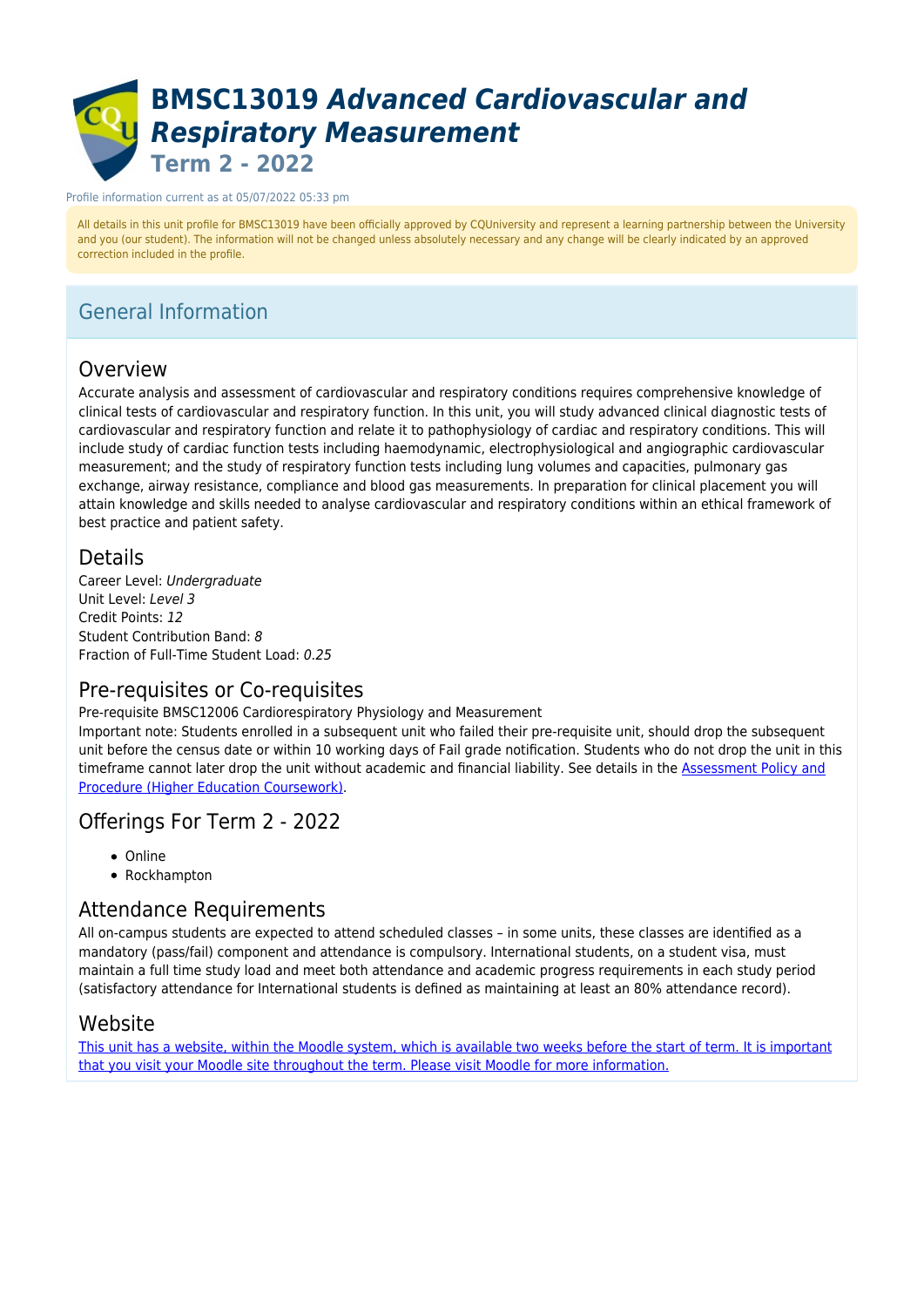# BMSC13019 *Advanced Cardiovascular and Respiratory Measurement*

## Term 2 - 2022

Profile information current as at 05/07/2022 05:33 pm

All details in this unit profile for BMSC13019 have been officially approved by CQUniversity and represent a learning partnership between the University and you (our student). The information will not be changed unless absolutely necessary and any change will be clearly indicated by an approved correction included in the profile.

## General Information

### Overview

Accurate analysis and assessment of cardiovascular and respiratory conditions requires comprehensive knowledge of clinical tests of cardiovascular and respiratory function. In this unit, you will study advanced clinical diagnostic tests of cardiovascular and respiratory function and relate it to pathophysiology of cardiac and respiratory conditions. This will include study of cardiac function tests including haemodynamic, electrophysiological and angiographic cardiovascular measurement; and the study of respiratory function tests including lung volumes and capacities, pulmonary gas exchange, airway resistance, compliance and blood gas measurements. In preparation for clinical placement you will attain knowledge and skills needed to analyse cardiovascular and respiratory conditions within an ethical framework of best practice and patient safety.

### Details

Career Level: *Undergraduate*
Unit Level: *Level 3*
Credit Points: *12*
Student Contribution Band: *8*
Fraction of Full-Time Student Load: *0.25*

### Pre-requisites or Co-requisites

Pre-requisite BMSC12006 Cardiorespiratory Physiology and Measurement
Important note: Students enrolled in a subsequent unit who failed their pre-requisite unit, should drop the subsequent unit before the census date or within 10 working days of Fail grade notification. Students who do not drop the unit in this timeframe cannot later drop the unit without academic and financial liability. See details in the Assessment Policy and Procedure (Higher Education Coursework).

### Offerings For Term 2 - 2022

- Online
- Rockhampton

### Attendance Requirements

All on-campus students are expected to attend scheduled classes – in some units, these classes are identified as a mandatory (pass/fail) component and attendance is compulsory. International students, on a student visa, must maintain a full time study load and meet both attendance and academic progress requirements in each study period (satisfactory attendance for International students is defined as maintaining at least an 80% attendance record).

### Website

This unit has a website, within the Moodle system, which is available two weeks before the start of term. It is important that you visit your Moodle site throughout the term. Please visit Moodle for more information.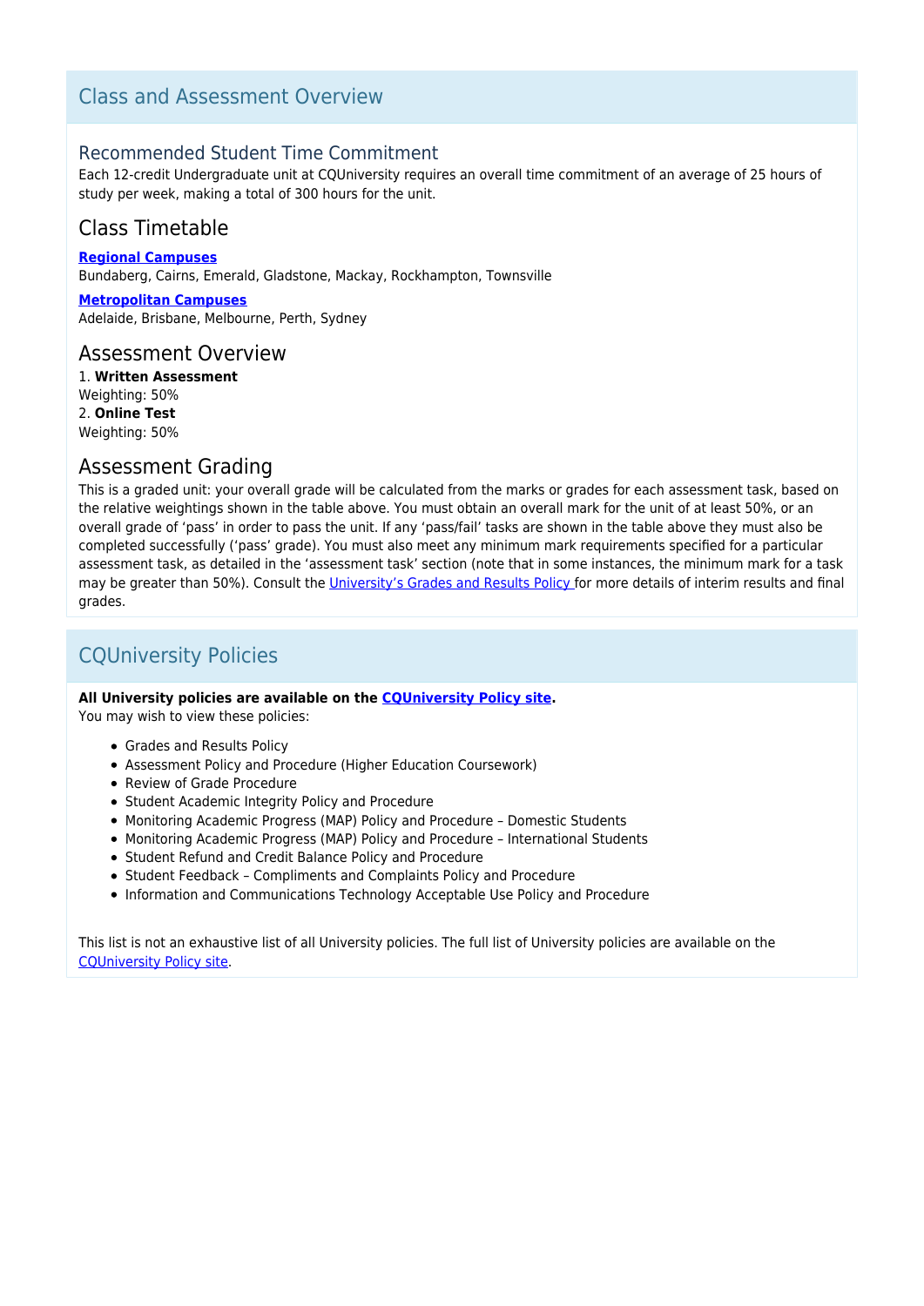## Class and Assessment Overview

### Recommended Student Time Commitment

Each 12-credit Undergraduate unit at CQUniversity requires an overall time commitment of an average of 25 hours of study per week, making a total of 300 hours for the unit.

### Class Timetable

**Regional Campuses**
Bundaberg, Cairns, Emerald, Gladstone, Mackay, Rockhampton, Townsville

**Metropolitan Campuses**
Adelaide, Brisbane, Melbourne, Perth, Sydney

### Assessment Overview

1. **Written Assessment**
Weighting: 50%
2. **Online Test**
Weighting: 50%

### Assessment Grading

This is a graded unit: your overall grade will be calculated from the marks or grades for each assessment task, based on the relative weightings shown in the table above. You must obtain an overall mark for the unit of at least 50%, or an overall grade of 'pass' in order to pass the unit. If any 'pass/fail' tasks are shown in the table above they must also be completed successfully ('pass' grade). You must also meet any minimum mark requirements specified for a particular assessment task, as detailed in the 'assessment task' section (note that in some instances, the minimum mark for a task may be greater than 50%). Consult the University's Grades and Results Policy for more details of interim results and final grades.

## CQUniversity Policies

**All University policies are available on the CQUniversity Policy site.**
You may wish to view these policies:

- Grades and Results Policy
- Assessment Policy and Procedure (Higher Education Coursework)
- Review of Grade Procedure
- Student Academic Integrity Policy and Procedure
- Monitoring Academic Progress (MAP) Policy and Procedure – Domestic Students
- Monitoring Academic Progress (MAP) Policy and Procedure – International Students
- Student Refund and Credit Balance Policy and Procedure
- Student Feedback – Compliments and Complaints Policy and Procedure
- Information and Communications Technology Acceptable Use Policy and Procedure

This list is not an exhaustive list of all University policies. The full list of University policies are available on the CQUniversity Policy site.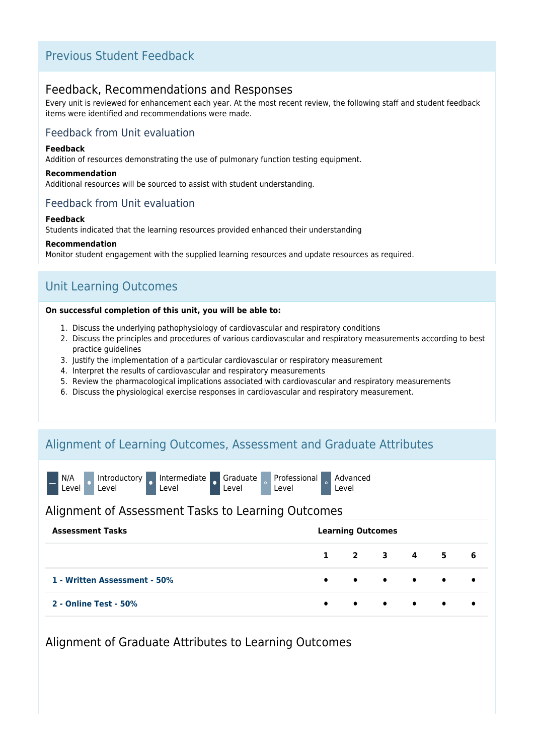## Previous Student Feedback

### Feedback, Recommendations and Responses

Every unit is reviewed for enhancement each year. At the most recent review, the following staff and student feedback items were identified and recommendations were made.

#### Feedback from Unit evaluation

**Feedback**

Addition of resources demonstrating the use of pulmonary function testing equipment.

**Recommendation**

Additional resources will be sourced to assist with student understanding.

#### Feedback from Unit evaluation

**Feedback**

Students indicated that the learning resources provided enhanced their understanding

**Recommendation**

Monitor student engagement with the supplied learning resources and update resources as required.

## Unit Learning Outcomes

**On successful completion of this unit, you will be able to:**

1. Discuss the underlying pathophysiology of cardiovascular and respiratory conditions
2. Discuss the principles and procedures of various cardiovascular and respiratory measurements according to best practice guidelines
3. Justify the implementation of a particular cardiovascular or respiratory measurement
4. Interpret the results of cardiovascular and respiratory measurements
5. Review the pharmacological implications associated with cardiovascular and respiratory measurements
6. Discuss the physiological exercise responses in cardiovascular and respiratory measurement.

## Alignment of Learning Outcomes, Assessment and Graduate Attributes

— N/A Level · Introductory Level · Intermediate Level · Graduate Level · Professional Level · Advanced Level

### Alignment of Assessment Tasks to Learning Outcomes

| Assessment Tasks | Learning Outcomes | | | | | |
|---|---|---|---|---|---|---|
| | 1 | 2 | 3 | 4 | 5 | 6 |
| 1 - Written Assessment - 50% | • | • | • | • | • | • |
| 2 - Online Test - 50% | • | • | • | • | • | • |

### Alignment of Graduate Attributes to Learning Outcomes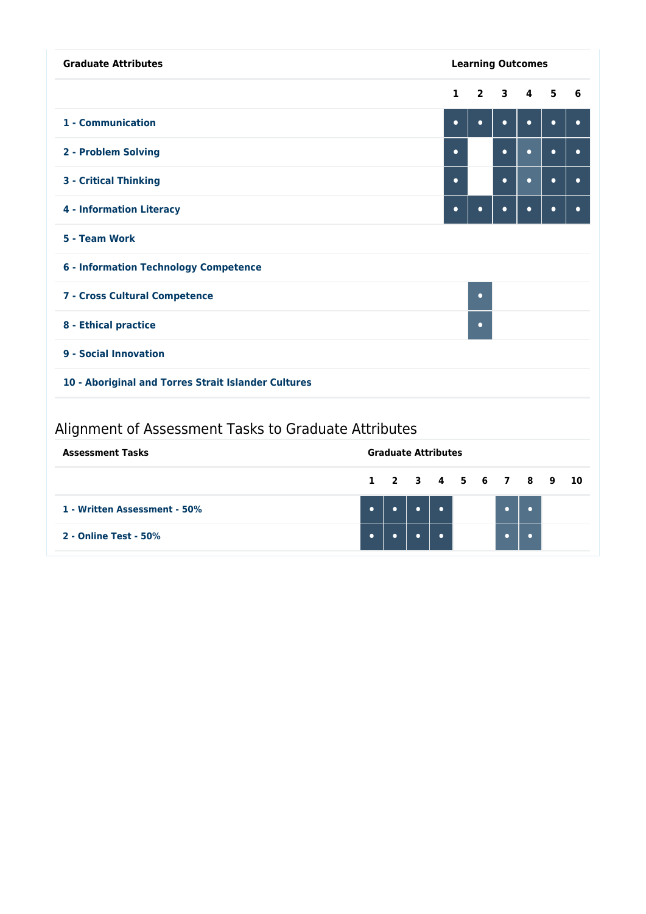| Graduate Attributes | Learning Outcomes | | | | | |
|---|---|---|---|---|---|---|
| | 1 | 2 | 3 | 4 | 5 | 6 |
| **1 - Communication** | • | • | • | • | • | • |
| **2 - Problem Solving** | • | | • | • | • | • |
| **3 - Critical Thinking** | • | | • | • | • | • |
| **4 - Information Literacy** | • | • | • | • | • | • |
| **5 - Team Work** | | | | | | |
| **6 - Information Technology Competence** | | | | | | |
| **7 - Cross Cultural Competence** | | • | | | | |
| **8 - Ethical practice** | | • | | | | |
| **9 - Social Innovation** | | | | | | |
| **10 - Aboriginal and Torres Strait Islander Cultures** | | | | | | |

## Alignment of Assessment Tasks to Graduate Attributes

| Assessment Tasks | Graduate Attributes | | | | | | | | | |
|---|---|---|---|---|---|---|---|---|---|---|
| | 1 | 2 | 3 | 4 | 5 | 6 | 7 | 8 | 9 | 10 |
| **1 - Written Assessment - 50%** | • | • | • | • | | | • | • | | |
| **2 - Online Test - 50%** | • | • | • | • | | | • | • | | |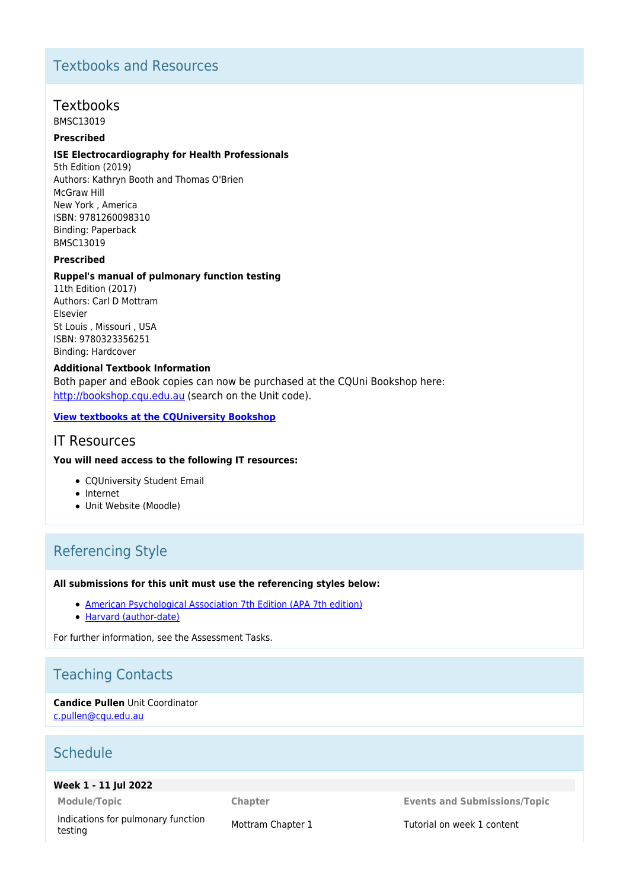## Textbooks and Resources

### Textbooks

BMSC13019

**Prescribed**

**ISE Electrocardiography for Health Professionals**

5th Edition (2019)
Authors: Kathryn Booth and Thomas O'Brien
McGraw Hill
New York , America
ISBN: 9781260098310
Binding: Paperback

BMSC13019

**Prescribed**

**Ruppel's manual of pulmonary function testing**

11th Edition (2017)
Authors: Carl D Mottram
Elsevier
St Louis , Missouri , USA
ISBN: 9780323356251
Binding: Hardcover

**Additional Textbook Information**

Both paper and eBook copies can now be purchased at the CQUni Bookshop here: http://bookshop.cqu.edu.au (search on the Unit code).

**View textbooks at the CQUniversity Bookshop**

### IT Resources

**You will need access to the following IT resources:**

- CQUniversity Student Email
- Internet
- Unit Website (Moodle)

## Referencing Style

**All submissions for this unit must use the referencing styles below:**

- American Psychological Association 7th Edition (APA 7th edition)
- Harvard (author-date)

For further information, see the Assessment Tasks.

## Teaching Contacts

**Candice Pullen** Unit Coordinator
c.pullen@cqu.edu.au

## Schedule

**Week 1 - 11 Jul 2022**

| Module/Topic | Chapter | Events and Submissions/Topic |
|---|---|---|
| Indications for pulmonary function testing | Mottram Chapter 1 | Tutorial on week 1 content |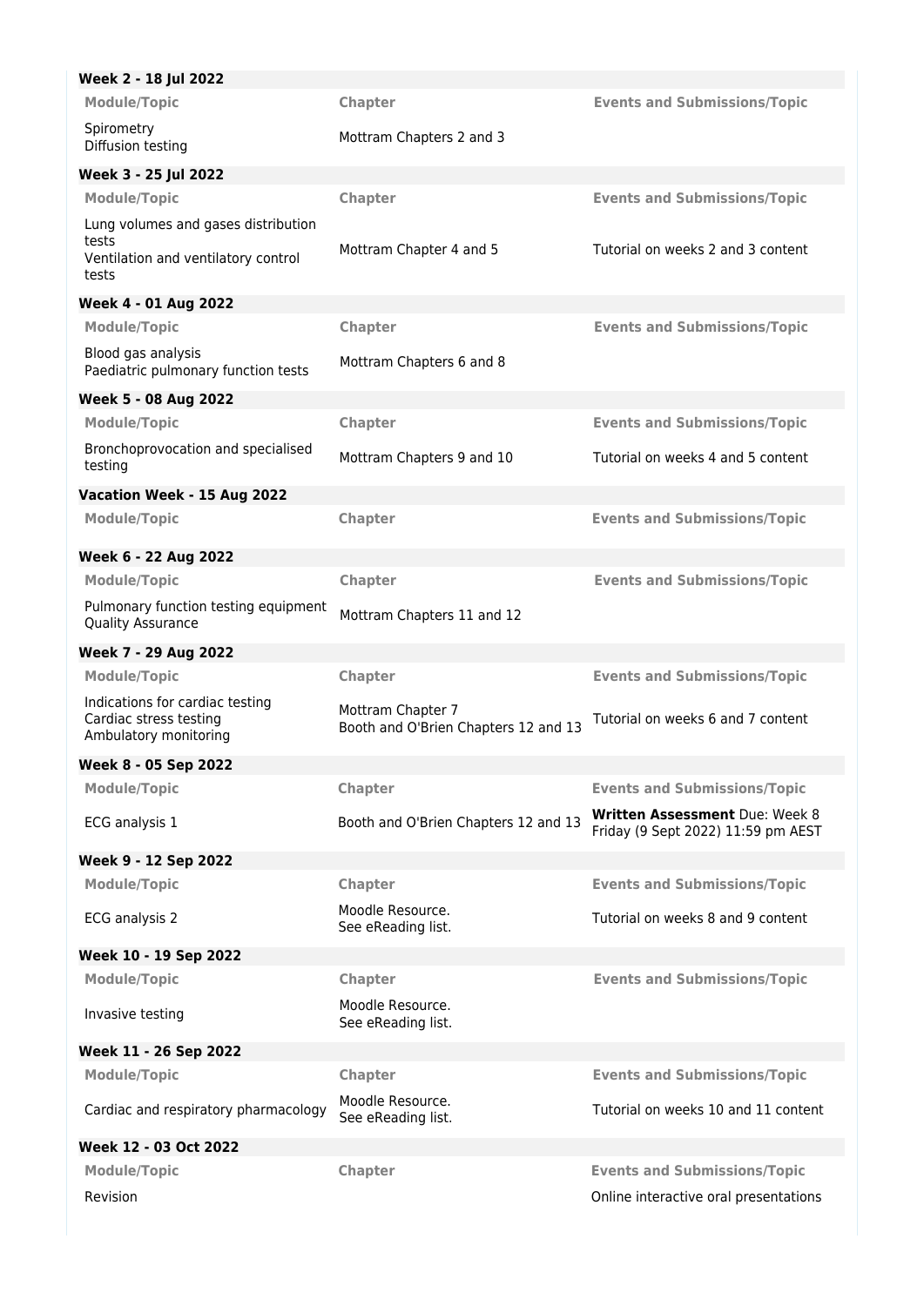**Week 2 - 18 Jul 2022**

| Module/Topic | Chapter | Events and Submissions/Topic |
| --- | --- | --- |
| Spirometry<br>Diffusion testing | Mottram Chapters 2 and 3 | |

**Week 3 - 25 Jul 2022**

| Module/Topic | Chapter | Events and Submissions/Topic |
| --- | --- | --- |
| Lung volumes and gases distribution tests<br>Ventilation and ventilatory control tests | Mottram Chapter 4 and 5 | Tutorial on weeks 2 and 3 content |

**Week 4 - 01 Aug 2022**

| Module/Topic | Chapter | Events and Submissions/Topic |
| --- | --- | --- |
| Blood gas analysis<br>Paediatric pulmonary function tests | Mottram Chapters 6 and 8 | |

**Week 5 - 08 Aug 2022**

| Module/Topic | Chapter | Events and Submissions/Topic |
| --- | --- | --- |
| Bronchoprovocation and specialised testing | Mottram Chapters 9 and 10 | Tutorial on weeks 4 and 5 content |

**Vacation Week - 15 Aug 2022**

| Module/Topic | Chapter | Events and Submissions/Topic |
| --- | --- | --- |

**Week 6 - 22 Aug 2022**

| Module/Topic | Chapter | Events and Submissions/Topic |
| --- | --- | --- |
| Pulmonary function testing equipment<br>Quality Assurance | Mottram Chapters 11 and 12 | |

**Week 7 - 29 Aug 2022**

| Module/Topic | Chapter | Events and Submissions/Topic |
| --- | --- | --- |
| Indications for cardiac testing<br>Cardiac stress testing<br>Ambulatory monitoring | Mottram Chapter 7<br>Booth and O'Brien Chapters 12 and 13 | Tutorial on weeks 6 and 7 content |

**Week 8 - 05 Sep 2022**

| Module/Topic | Chapter | Events and Submissions/Topic |
| --- | --- | --- |
| ECG analysis 1 | Booth and O'Brien Chapters 12 and 13 | **Written Assessment** Due: Week 8 Friday (9 Sept 2022) 11:59 pm AEST |

**Week 9 - 12 Sep 2022**

| Module/Topic | Chapter | Events and Submissions/Topic |
| --- | --- | --- |
| ECG analysis 2 | Moodle Resource.<br>See eReading list. | Tutorial on weeks 8 and 9 content |

**Week 10 - 19 Sep 2022**

| Module/Topic | Chapter | Events and Submissions/Topic |
| --- | --- | --- |
| Invasive testing | Moodle Resource.<br>See eReading list. | |

**Week 11 - 26 Sep 2022**

| Module/Topic | Chapter | Events and Submissions/Topic |
| --- | --- | --- |
| Cardiac and respiratory pharmacology | Moodle Resource.<br>See eReading list. | Tutorial on weeks 10 and 11 content |

**Week 12 - 03 Oct 2022**

| Module/Topic | Chapter | Events and Submissions/Topic |
| --- | --- | --- |
| Revision | | Online interactive oral presentations |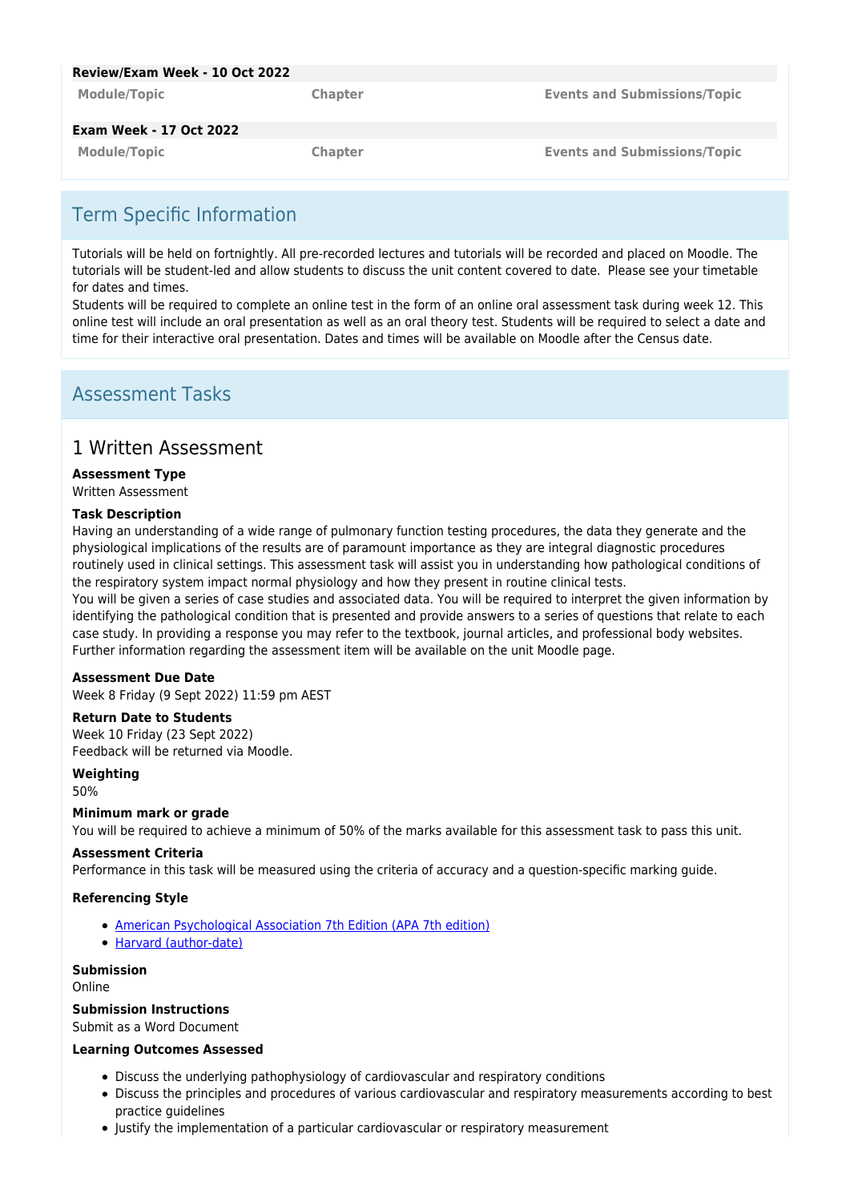**Review/Exam Week - 10 Oct 2022**

| Module/Topic | Chapter | Events and Submissions/Topic |
| --- | --- | --- |

**Exam Week - 17 Oct 2022**

| Module/Topic | Chapter | Events and Submissions/Topic |
| --- | --- | --- |

## Term Specific Information

Tutorials will be held on fortnightly. All pre-recorded lectures and tutorials will be recorded and placed on Moodle. The tutorials will be student-led and allow students to discuss the unit content covered to date. Please see your timetable for dates and times.
Students will be required to complete an online test in the form of an online oral assessment task during week 12. This online test will include an oral presentation as well as an oral theory test. Students will be required to select a date and time for their interactive oral presentation. Dates and times will be available on Moodle after the Census date.

## Assessment Tasks

### 1 Written Assessment

**Assessment Type**
Written Assessment

**Task Description**
Having an understanding of a wide range of pulmonary function testing procedures, the data they generate and the physiological implications of the results are of paramount importance as they are integral diagnostic procedures routinely used in clinical settings. This assessment task will assist you in understanding how pathological conditions of the respiratory system impact normal physiology and how they present in routine clinical tests.
You will be given a series of case studies and associated data. You will be required to interpret the given information by identifying the pathological condition that is presented and provide answers to a series of questions that relate to each case study. In providing a response you may refer to the textbook, journal articles, and professional body websites. Further information regarding the assessment item will be available on the unit Moodle page.

**Assessment Due Date**
Week 8 Friday (9 Sept 2022) 11:59 pm AEST

**Return Date to Students**
Week 10 Friday (23 Sept 2022)
Feedback will be returned via Moodle.

**Weighting**
50%

**Minimum mark or grade**
You will be required to achieve a minimum of 50% of the marks available for this assessment task to pass this unit.

**Assessment Criteria**
Performance in this task will be measured using the criteria of accuracy and a question-specific marking guide.

**Referencing Style**

- American Psychological Association 7th Edition (APA 7th edition)
- Harvard (author-date)

**Submission**
Online

**Submission Instructions**
Submit as a Word Document

**Learning Outcomes Assessed**

- Discuss the underlying pathophysiology of cardiovascular and respiratory conditions
- Discuss the principles and procedures of various cardiovascular and respiratory measurements according to best practice guidelines
- Justify the implementation of a particular cardiovascular or respiratory measurement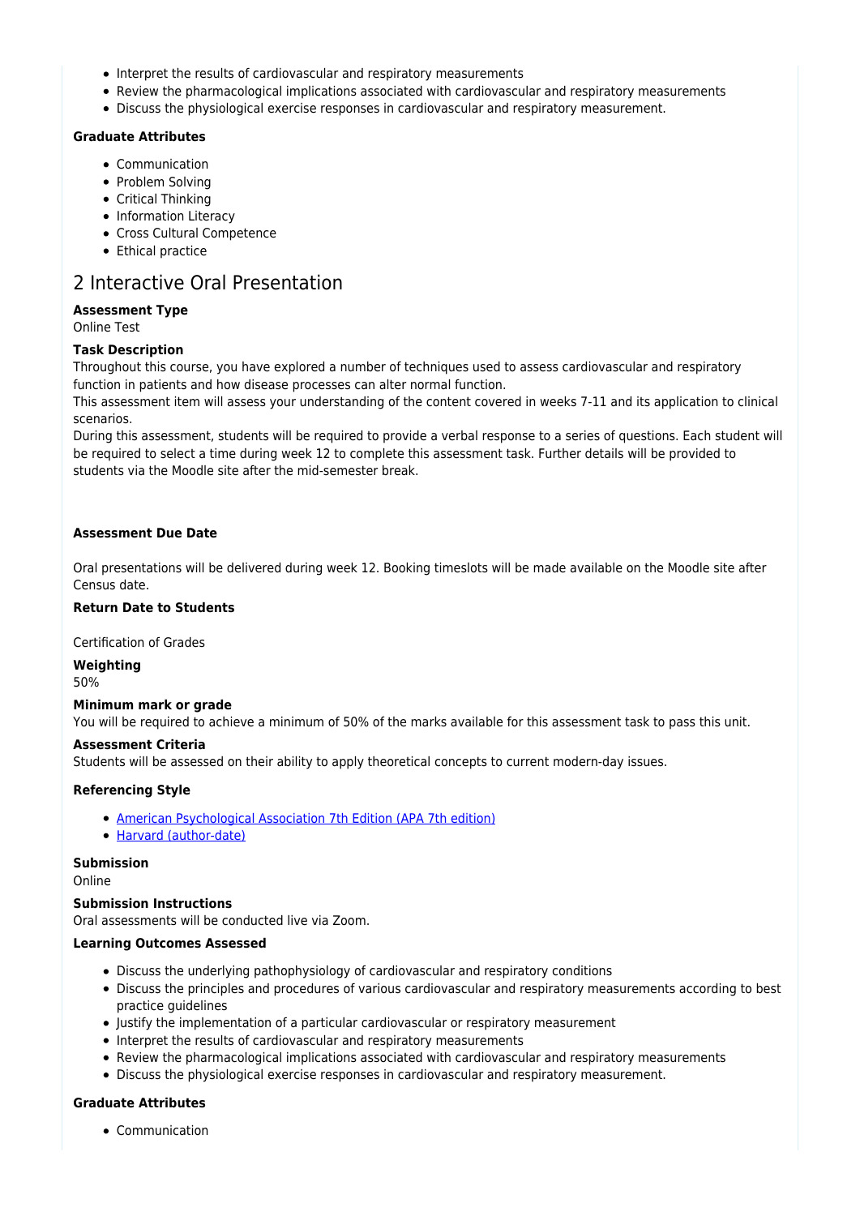- Interpret the results of cardiovascular and respiratory measurements
- Review the pharmacological implications associated with cardiovascular and respiratory measurements
- Discuss the physiological exercise responses in cardiovascular and respiratory measurement.

**Graduate Attributes**

- Communication
- Problem Solving
- Critical Thinking
- Information Literacy
- Cross Cultural Competence
- Ethical practice

## 2 Interactive Oral Presentation

**Assessment Type**

Online Test

**Task Description**

Throughout this course, you have explored a number of techniques used to assess cardiovascular and respiratory function in patients and how disease processes can alter normal function.

This assessment item will assess your understanding of the content covered in weeks 7-11 and its application to clinical scenarios.

During this assessment, students will be required to provide a verbal response to a series of questions. Each student will be required to select a time during week 12 to complete this assessment task. Further details will be provided to students via the Moodle site after the mid-semester break.

**Assessment Due Date**

Oral presentations will be delivered during week 12. Booking timeslots will be made available on the Moodle site after Census date.

**Return Date to Students**

Certification of Grades

**Weighting**

50%

**Minimum mark or grade**

You will be required to achieve a minimum of 50% of the marks available for this assessment task to pass this unit.

**Assessment Criteria**

Students will be assessed on their ability to apply theoretical concepts to current modern-day issues.

**Referencing Style**

- American Psychological Association 7th Edition (APA 7th edition)
- Harvard (author-date)

**Submission**

Online

**Submission Instructions**

Oral assessments will be conducted live via Zoom.

**Learning Outcomes Assessed**

- Discuss the underlying pathophysiology of cardiovascular and respiratory conditions
- Discuss the principles and procedures of various cardiovascular and respiratory measurements according to best practice guidelines
- Justify the implementation of a particular cardiovascular or respiratory measurement
- Interpret the results of cardiovascular and respiratory measurements
- Review the pharmacological implications associated with cardiovascular and respiratory measurements
- Discuss the physiological exercise responses in cardiovascular and respiratory measurement.

**Graduate Attributes**

- Communication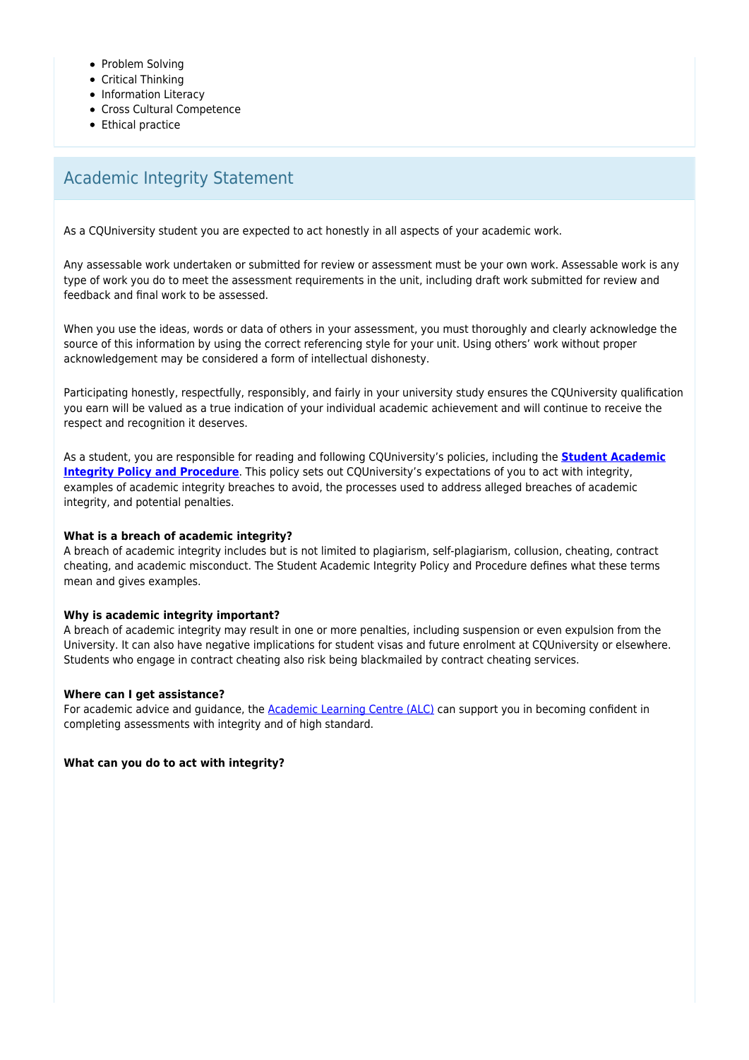- Problem Solving
- Critical Thinking
- Information Literacy
- Cross Cultural Competence
- Ethical practice

## Academic Integrity Statement

As a CQUniversity student you are expected to act honestly in all aspects of your academic work.

Any assessable work undertaken or submitted for review or assessment must be your own work. Assessable work is any type of work you do to meet the assessment requirements in the unit, including draft work submitted for review and feedback and final work to be assessed.

When you use the ideas, words or data of others in your assessment, you must thoroughly and clearly acknowledge the source of this information by using the correct referencing style for your unit. Using others' work without proper acknowledgement may be considered a form of intellectual dishonesty.

Participating honestly, respectfully, responsibly, and fairly in your university study ensures the CQUniversity qualification you earn will be valued as a true indication of your individual academic achievement and will continue to receive the respect and recognition it deserves.

As a student, you are responsible for reading and following CQUniversity's policies, including the **Student Academic Integrity Policy and Procedure**. This policy sets out CQUniversity's expectations of you to act with integrity, examples of academic integrity breaches to avoid, the processes used to address alleged breaches of academic integrity, and potential penalties.

**What is a breach of academic integrity?**
A breach of academic integrity includes but is not limited to plagiarism, self-plagiarism, collusion, cheating, contract cheating, and academic misconduct. The Student Academic Integrity Policy and Procedure defines what these terms mean and gives examples.

**Why is academic integrity important?**
A breach of academic integrity may result in one or more penalties, including suspension or even expulsion from the University. It can also have negative implications for student visas and future enrolment at CQUniversity or elsewhere. Students who engage in contract cheating also risk being blackmailed by contract cheating services.

**Where can I get assistance?**
For academic advice and guidance, the Academic Learning Centre (ALC) can support you in becoming confident in completing assessments with integrity and of high standard.

**What can you do to act with integrity?**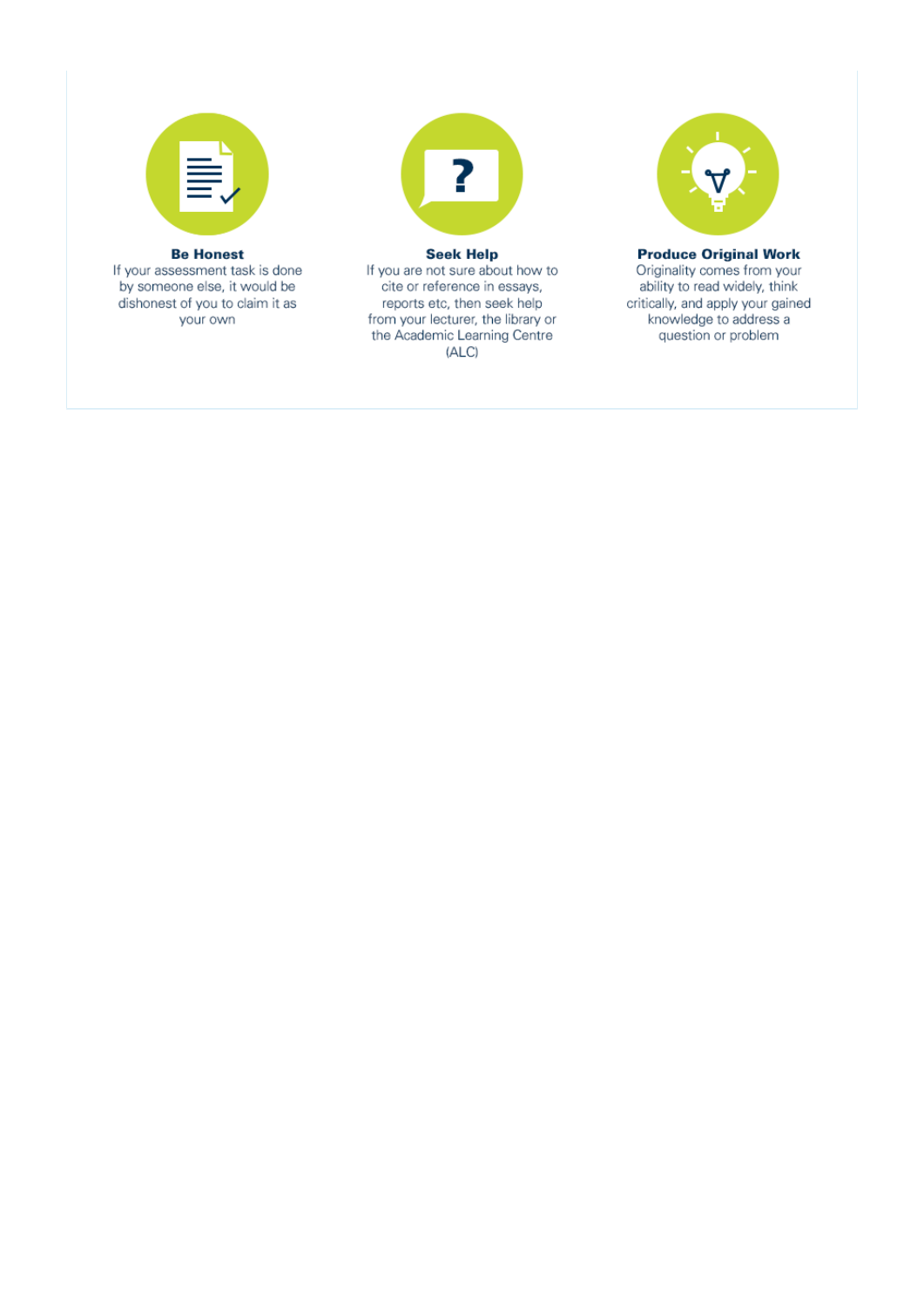**Be Honest**

If your assessment task is done by someone else, it would be dishonest of you to claim it as your own

**Seek Help**

If you are not sure about how to cite or reference in essays, reports etc, then seek help from your lecturer, the library or the Academic Learning Centre (ALC)

**Produce Original Work**

Originality comes from your ability to read widely, think critically, and apply your gained knowledge to address a question or problem